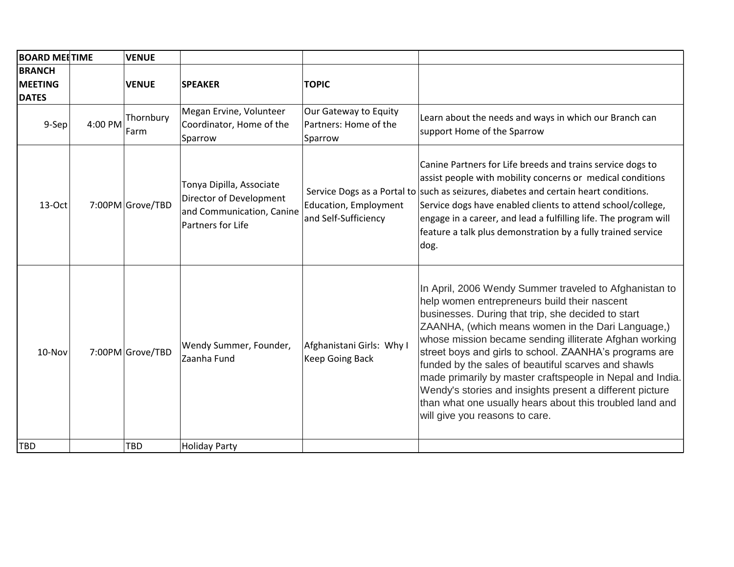| BOARD MEETIME | | VENUE | | | |
|---|---|---|---|---|---|
| BRANCH MEETING DATES | | VENUE | SPEAKER | TOPIC | |
| 9-Sep | 4:00 PM | Thornbury Farm | Megan Ervine, Volunteer Coordinator, Home of the Sparrow | Our Gateway to Equity Partners: Home of the Sparrow | Learn about the needs and ways in which our Branch can support Home of the Sparrow |
| 13-Oct | 7:00PM | Grove/TBD | Tonya Dipilla, Associate Director of Development and Communication, Canine Partners for Life | Service Dogs as a Portal to Education, Employment and Self-Sufficiency | Canine Partners for Life breeds and trains service dogs to assist people with mobility concerns or medical conditions such as seizures, diabetes and certain heart conditions. Service dogs have enabled clients to attend school/college, engage in a career, and lead a fulfilling life. The program will feature a talk plus demonstration by a fully trained service dog. |
| 10-Nov | 7:00PM | Grove/TBD | Wendy Summer, Founder, Zaanha Fund | Afghanistani Girls: Why I Keep Going Back | In April, 2006 Wendy Summer traveled to Afghanistan to help women entrepreneurs build their nascent businesses. During that trip, she decided to start ZAANHA, (which means women in the Dari Language,) whose mission became sending illiterate Afghan working street boys and girls to school. ZAANHA's programs are funded by the sales of beautiful scarves and shawls made primarily by master craftspeople in Nepal and India. Wendy's stories and insights present a different picture than what one usually hears about this troubled land and will give you reasons to care. |
| TBD | | TBD | Holiday Party | | |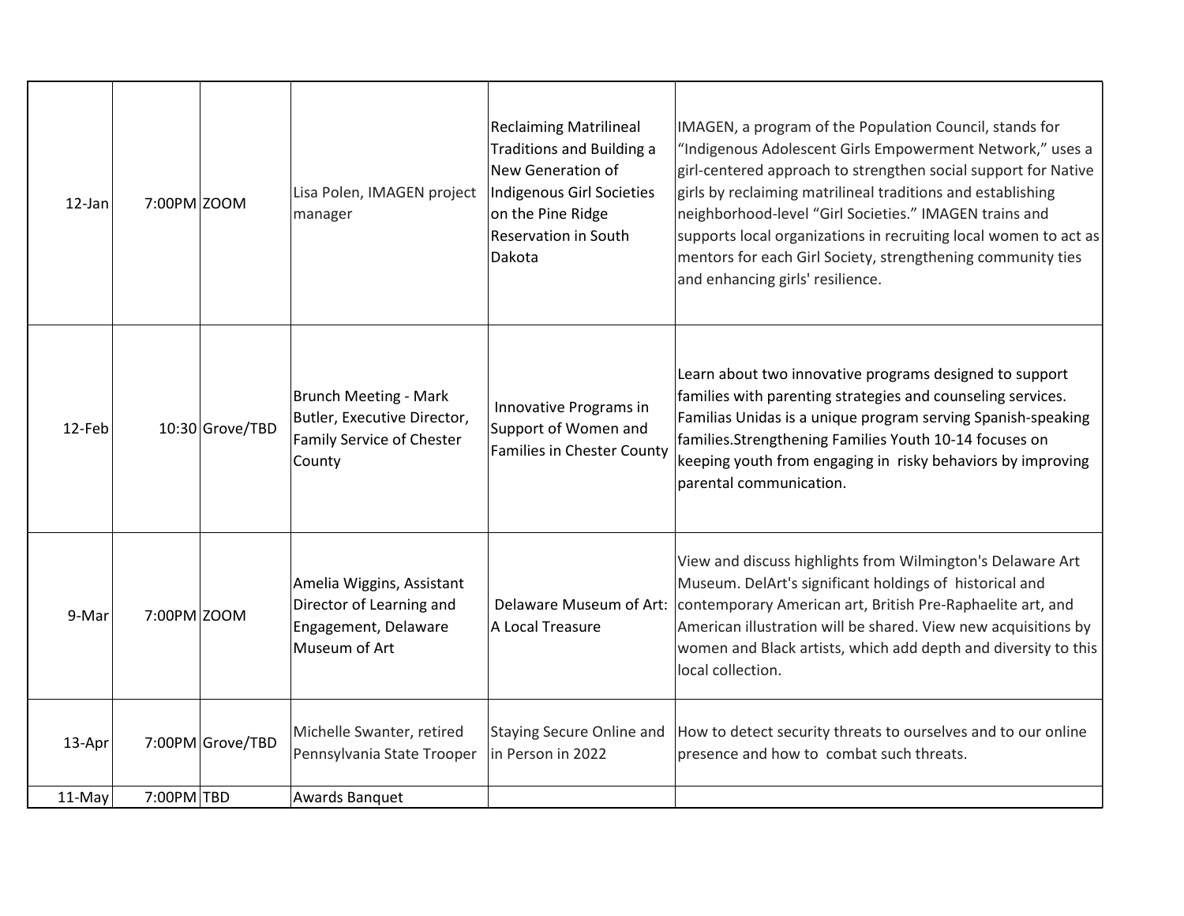| | | | | | |
|---|---|---|---|---|---|
| 12-Jan | 7:00PM | ZOOM | Lisa Polen, IMAGEN project manager | Reclaiming Matrilineal Traditions and Building a New Generation of Indigenous Girl Societies on the Pine Ridge Reservation in South Dakota | IMAGEN, a program of the Population Council, stands for "Indigenous Adolescent Girls Empowerment Network," uses a girl-centered approach to strengthen social support for Native girls by reclaiming matrilineal traditions and establishing neighborhood-level "Girl Societies." IMAGEN trains and supports local organizations in recruiting local women to act as mentors for each Girl Society, strengthening community ties and enhancing girls' resilience. |
| 12-Feb | 10:30 | Grove/TBD | Brunch Meeting - Mark Butler, Executive Director, Family Service of Chester County | Innovative Programs in Support of Women and Families in Chester County | Learn about two innovative programs designed to support families with parenting strategies and counseling services. Familias Unidas is a unique program serving Spanish-speaking families.Strengthening Families Youth 10-14 focuses on keeping youth from engaging in risky behaviors by improving parental communication. |
| 9-Mar | 7:00PM | ZOOM | Amelia Wiggins, Assistant Director of Learning and Engagement, Delaware Museum of Art | Delaware Museum of Art: A Local Treasure | View and discuss highlights from Wilmington's Delaware Art Museum. DelArt's significant holdings of historical and contemporary American art, British Pre-Raphaelite art, and American illustration will be shared. View new acquisitions by women and Black artists, which add depth and diversity to this local collection. |
| 13-Apr | 7:00PM | Grove/TBD | Michelle Swanter, retired Pennsylvania State Trooper | Staying Secure Online and in Person in 2022 | How to detect security threats to ourselves and to our online presence and how to combat such threats. |
| 11-May | 7:00PM | TBD | Awards Banquet | | |